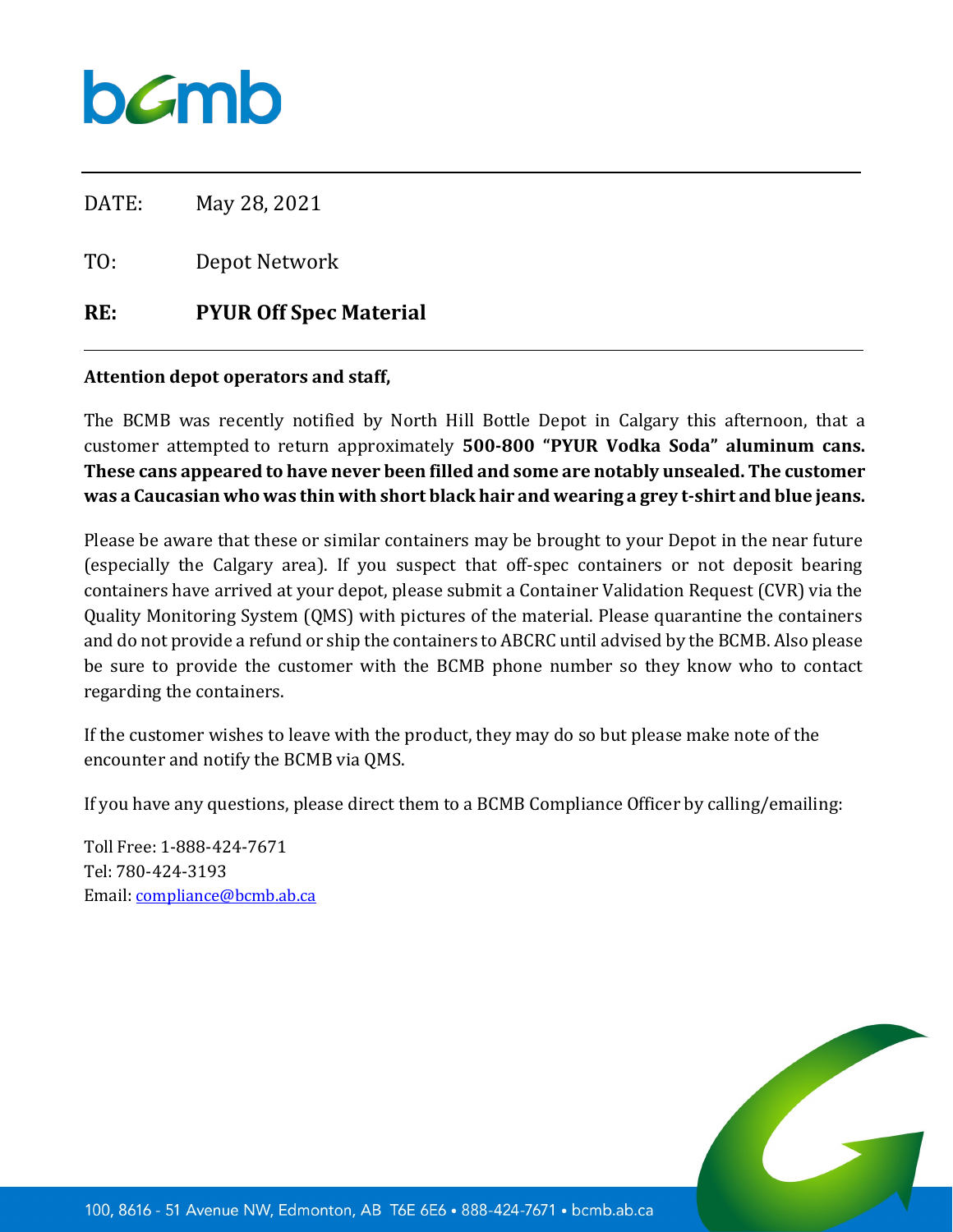**bcmb**

DATE: May 28, 2021

TO: Depot Network

**RE: PYUR Off Spec Material**

---

**Attention depot operators and staff,**

The BCMB was recently notified by North Hill Bottle Depot in Calgary this afternoon, that a customer attempted to return approximately **500-800 "PYUR Vodka Soda" aluminum cans. These cans appeared to have never been filled and some are notably unsealed. The customer was a Caucasian who was thin with short black hair and wearing a grey t-shirt and blue jeans.**

Please be aware that these or similar containers may be brought to your Depot in the near future (especially the Calgary area). If you suspect that off-spec containers or not deposit bearing containers have arrived at your depot, please submit a Container Validation Request (CVR) via the Quality Monitoring System (QMS) with pictures of the material. Please quarantine the containers and do not provide a refund or ship the containers to ABCRC until advised by the BCMB. Also please be sure to provide the customer with the BCMB phone number so they know who to contact regarding the containers.

If the customer wishes to leave with the product, they may do so but please make note of the encounter and notify the BCMB via QMS.

If you have any questions, please direct them to a BCMB Compliance Officer by calling/emailing:

Toll Free: 1-888-424-7671
Tel: 780-424-3193
Email: compliance@bcmb.ab.ca

100, 8616 - 51 Avenue NW, Edmonton, AB T6E 6E6 • 888-424-7671 • bcmb.ab.ca